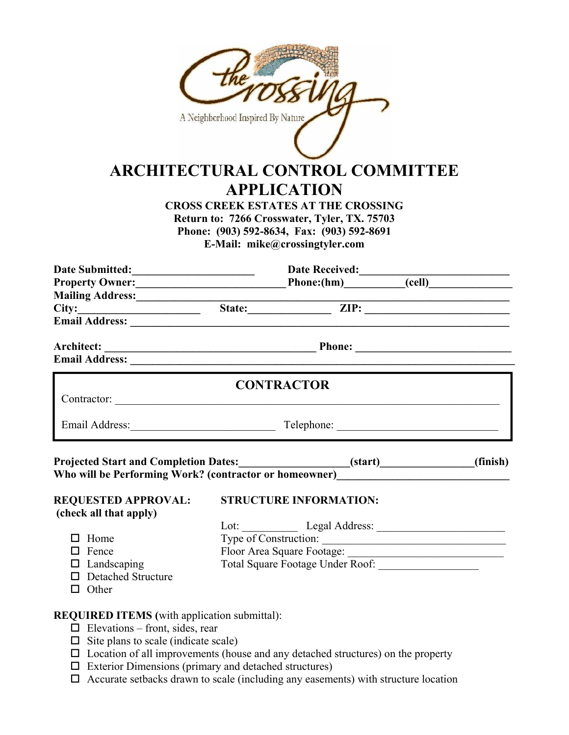the Crossing

A Neighborhood Inspired By Nature

# ARCHITECTURAL CONTROL COMMITTEE APPLICATION

**CROSS CREEK ESTATES AT THE CROSSING**
**Return to: 7266 Crosswater, Tyler, TX. 75703**
**Phone: (903) 592-8634, Fax: (903) 592-8691**
**E-Mail: mike@crossingtyler.com**

**Date Submitted:**______________________ **Date Received:**__________________________
**Property Owner:**__________________________ **Phone:(hm)**__________**(cell)**_______________
**Mailing Address:**_____________________________________________________________________
**City:**______________________ **State:**______________ **ZIP:** _________________________
**Email Address:** _______________________________________________________________________

**Architect:** _______________________________________ **Phone:** ___________________________
**Email Address:** _______________________________________________________________________

## CONTRACTOR

Contractor: ______________________________________________________________________

Email Address:_________________________ Telephone: ____________________________

**Projected Start and Completion Dates:**___________________**(start)**________________**(finish)**
**Who will be Performing Work? (contractor or homeowner)**______________________________

**REQUESTED APPROVAL:**
**(check all that apply)**

- ☐ Home
- ☐ Fence
- ☐ Landscaping
- ☐ Detached Structure
- ☐ Other

**STRUCTURE INFORMATION:**

Lot: __________ Legal Address: _______________________
Type of Construction: _______________________________
Floor Area Square Footage: ___________________________
Total Square Footage Under Roof: _________________

**REQUIRED ITEMS (**with application submittal):

- ☐ Elevations – front, sides, rear
- ☐ Site plans to scale (indicate scale)
- ☐ Location of all improvements (house and any detached structures) on the property
- ☐ Exterior Dimensions (primary and detached structures)
- ☐ Accurate setbacks drawn to scale (including any easements) with structure location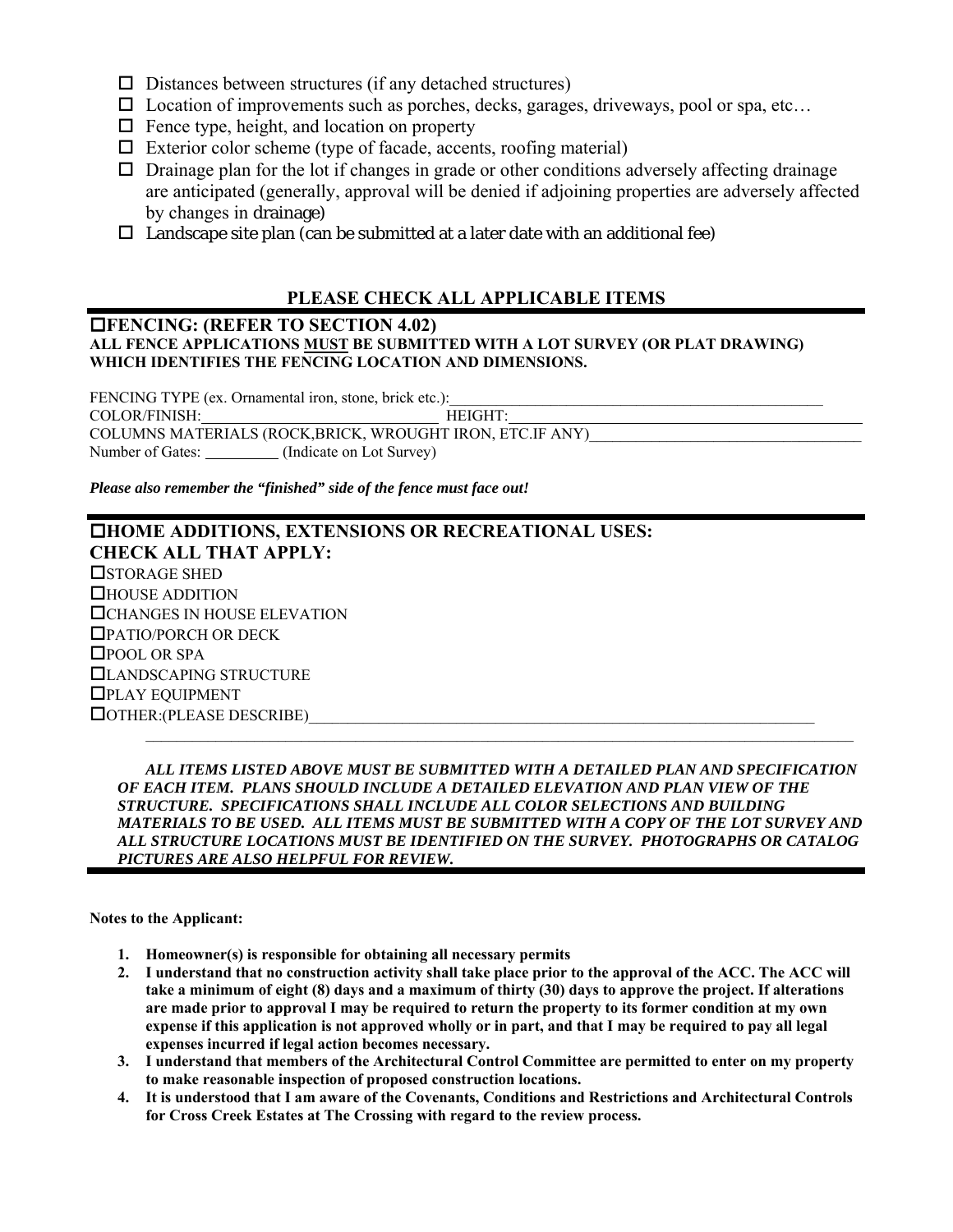- ☐ Distances between structures (if any detached structures)
- ☐ Location of improvements such as porches, decks, garages, driveways, pool or spa, etc…
- ☐ Fence type, height, and location on property
- ☐ Exterior color scheme (type of facade, accents, roofing material)
- ☐ Drainage plan for the lot if changes in grade or other conditions adversely affecting drainage are anticipated (generally, approval will be denied if adjoining properties are adversely affected by changes in drainage)
- ☐ Landscape site plan (can be submitted at a later date with an additional fee)

## PLEASE CHECK ALL APPLICABLE ITEMS

---

### ☐FENCING: (REFER TO SECTION 4.02)

**ALL FENCE APPLICATIONS <u>MUST</u> BE SUBMITTED WITH A LOT SURVEY (OR PLAT DRAWING) WHICH IDENTIFIES THE FENCING LOCATION AND DIMENSIONS.**

FENCING TYPE (ex. Ornamental iron, stone, brick etc.):_______________________________________________

COLOR/FINISH:______________________________ HEIGHT:_______________________________________________

COLUMNS MATERIALS (ROCK,BRICK, WROUGHT IRON, ETC.IF ANY)_________________________________

Number of Gates: _________ (Indicate on Lot Survey)

***Please also remember the "finished" side of the fence must face out!***

---

### ☐HOME ADDITIONS, EXTENSIONS OR RECREATIONAL USES:
### CHECK ALL THAT APPLY:

☐STORAGE SHED

☐HOUSE ADDITION

☐CHANGES IN HOUSE ELEVATION

☐PATIO/PORCH OR DECK

☐POOL OR SPA

☐LANDSCAPING STRUCTURE

☐PLAY EQUIPMENT

☐OTHER:(PLEASE DESCRIBE)____________________________________________________________________

______________________________________________________________________________________________

***ALL ITEMS LISTED ABOVE MUST BE SUBMITTED WITH A DETAILED PLAN AND SPECIFICATION OF EACH ITEM. PLANS SHOULD INCLUDE A DETAILED ELEVATION AND PLAN VIEW OF THE STRUCTURE. SPECIFICATIONS SHALL INCLUDE ALL COLOR SELECTIONS AND BUILDING MATERIALS TO BE USED. ALL ITEMS MUST BE SUBMITTED WITH A COPY OF THE LOT SURVEY AND ALL STRUCTURE LOCATIONS MUST BE IDENTIFIED ON THE SURVEY. PHOTOGRAPHS OR CATALOG PICTURES ARE ALSO HELPFUL FOR REVIEW.***

---

**Notes to the Applicant:**

1. **Homeowner(s) is responsible for obtaining all necessary permits**
2. **I understand that no construction activity shall take place prior to the approval of the ACC. The ACC will take a minimum of eight (8) days and a maximum of thirty (30) days to approve the project. If alterations are made prior to approval I may be required to return the property to its former condition at my own expense if this application is not approved wholly or in part, and that I may be required to pay all legal expenses incurred if legal action becomes necessary.**
3. **I understand that members of the Architectural Control Committee are permitted to enter on my property to make reasonable inspection of proposed construction locations.**
4. **It is understood that I am aware of the Covenants, Conditions and Restrictions and Architectural Controls for Cross Creek Estates at The Crossing with regard to the review process.**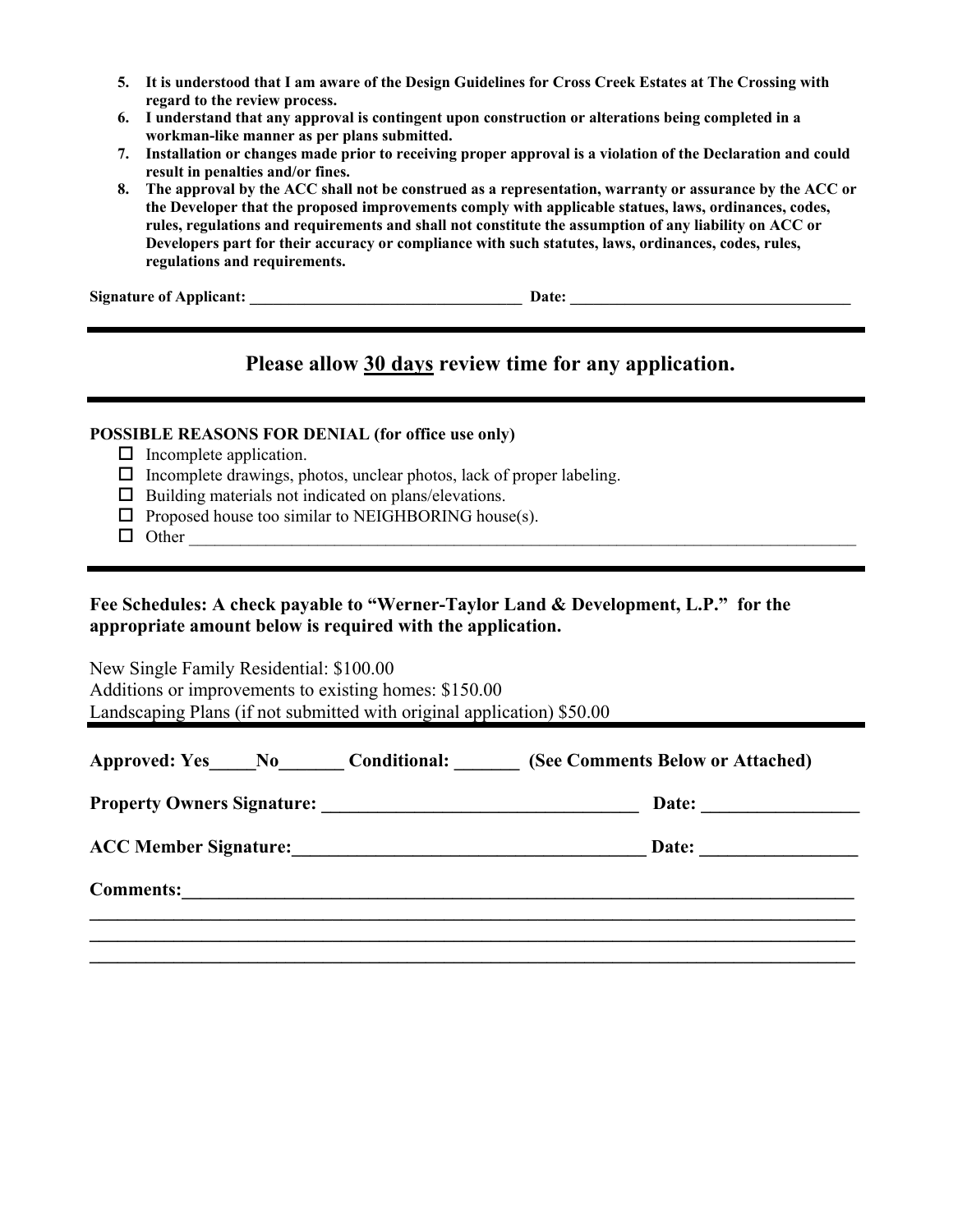5. **It is understood that I am aware of the Design Guidelines for Cross Creek Estates at The Crossing with regard to the review process.**
6. **I understand that any approval is contingent upon construction or alterations being completed in a workman-like manner as per plans submitted.**
7. **Installation or changes made prior to receiving proper approval is a violation of the Declaration and could result in penalties and/or fines.**
8. **The approval by the ACC shall not be construed as a representation, warranty or assurance by the ACC or the Developer that the proposed improvements comply with applicable statues, laws, ordinances, codes, rules, regulations and requirements and shall not constitute the assumption of any liability on ACC or Developers part for their accuracy or compliance with such statutes, laws, ordinances, codes, rules, regulations and requirements.**

**Signature of Applicant: ___________________________________ Date: ____________________________________**

---

## Please allow <u>30 days</u> review time for any application.

---

**POSSIBLE REASONS FOR DENIAL (for office use only)**

- ☐ Incomplete application.
- ☐ Incomplete drawings, photos, unclear photos, lack of proper labeling.
- ☐ Building materials not indicated on plans/elevations.
- ☐ Proposed house too similar to NEIGHBORING house(s).
- ☐ Other ____________________________________________________________________________________

---

**Fee Schedules: A check payable to "Werner-Taylor Land & Development, L.P." for the appropriate amount below is required with the application.**

New Single Family Residential: $100.00
Additions or improvements to existing homes: $150.00
Landscaping Plans (if not submitted with original application) $50.00

---

**Approved: Yes_____No_______ Conditional: _______ (See Comments Below or Attached)**

**Property Owners Signature: ___________________________________ Date: _________________**

**ACC Member Signature:_______________________________________ Date: _________________**

**Comments:__________________________________________________________________________**
**_____________________________________________________________________________________**
**_____________________________________________________________________________________**
**_____________________________________________________________________________________**